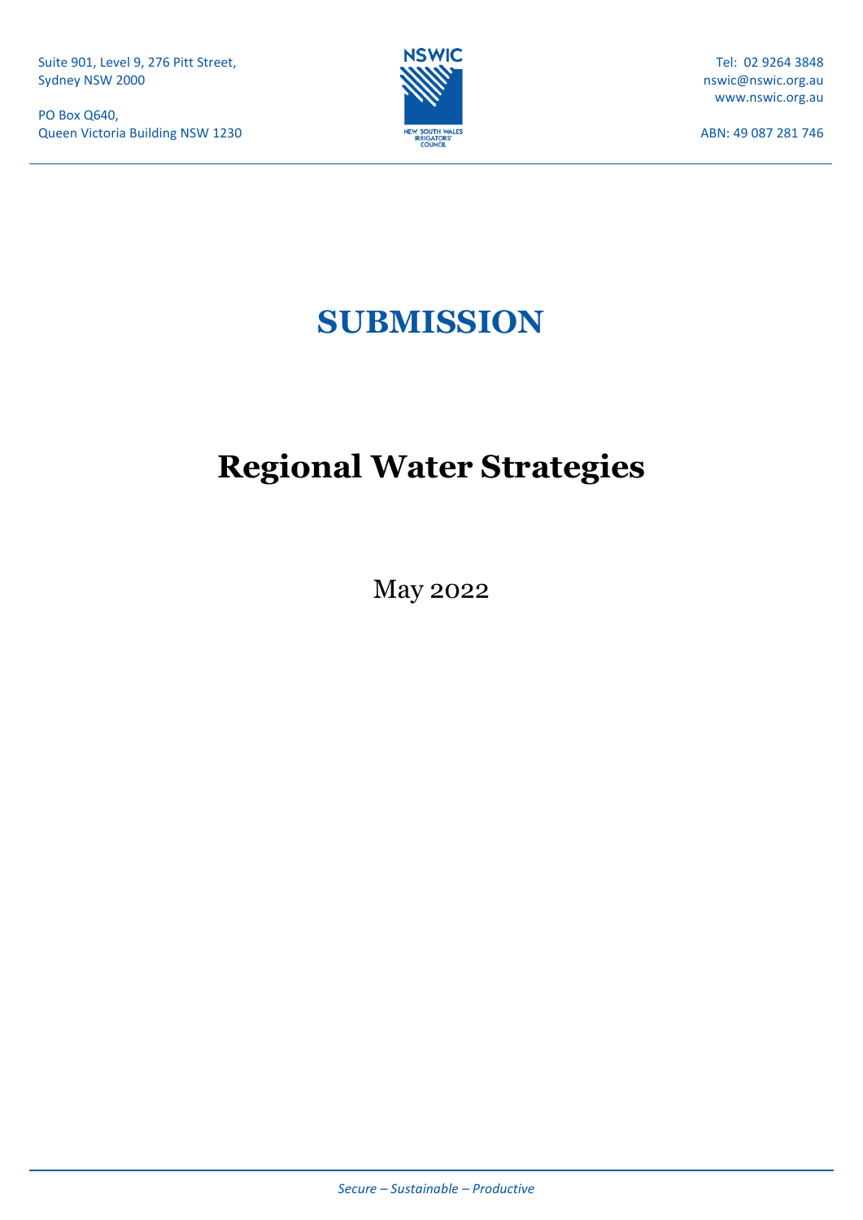Suite 901, Level 9, 276 Pitt Street,
Sydney NSW 2000

PO Box Q640,
Queen Victoria Building NSW 1230

NSWIC

NEW SOUTH WALES IRRIGATORS' COUNCIL

Tel: 02 9264 3848
nswic@nswic.org.au
www.nswic.org.au

ABN: 49 087 281 746

# SUBMISSION

# Regional Water Strategies

May 2022

*Secure – Sustainable – Productive*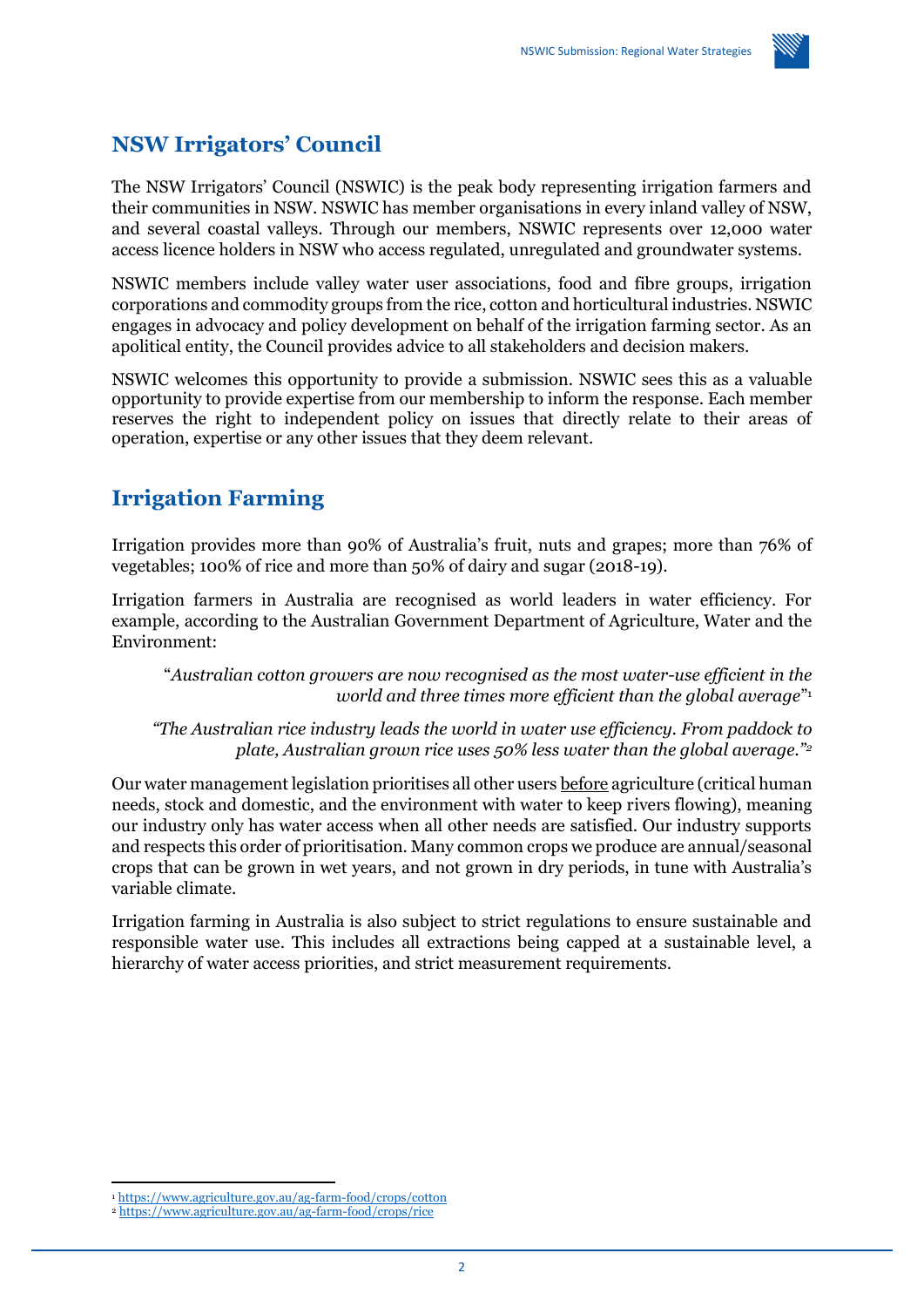## NSW Irrigators' Council

The NSW Irrigators' Council (NSWIC) is the peak body representing irrigation farmers and their communities in NSW. NSWIC has member organisations in every inland valley of NSW, and several coastal valleys. Through our members, NSWIC represents over 12,000 water access licence holders in NSW who access regulated, unregulated and groundwater systems.

NSWIC members include valley water user associations, food and fibre groups, irrigation corporations and commodity groups from the rice, cotton and horticultural industries. NSWIC engages in advocacy and policy development on behalf of the irrigation farming sector. As an apolitical entity, the Council provides advice to all stakeholders and decision makers.

NSWIC welcomes this opportunity to provide a submission. NSWIC sees this as a valuable opportunity to provide expertise from our membership to inform the response. Each member reserves the right to independent policy on issues that directly relate to their areas of operation, expertise or any other issues that they deem relevant.

## Irrigation Farming

Irrigation provides more than 90% of Australia's fruit, nuts and grapes; more than 76% of vegetables; 100% of rice and more than 50% of dairy and sugar (2018-19).

Irrigation farmers in Australia are recognised as world leaders in water efficiency. For example, according to the Australian Government Department of Agriculture, Water and the Environment:

> "*Australian cotton growers are now recognised as the most water-use efficient in the world and three times more efficient than the global average*"[1]

> *"The Australian rice industry leads the world in water use efficiency. From paddock to plate, Australian grown rice uses 50% less water than the global average."*[2]

Our water management legislation prioritises all other users before agriculture (critical human needs, stock and domestic, and the environment with water to keep rivers flowing), meaning our industry only has water access when all other needs are satisfied. Our industry supports and respects this order of prioritisation. Many common crops we produce are annual/seasonal crops that can be grown in wet years, and not grown in dry periods, in tune with Australia's variable climate.

Irrigation farming in Australia is also subject to strict regulations to ensure sustainable and responsible water use. This includes all extractions being capped at a sustainable level, a hierarchy of water access priorities, and strict measurement requirements.

---

[1] https://www.agriculture.gov.au/ag-farm-food/crops/cotton

[2] https://www.agriculture.gov.au/ag-farm-food/crops/rice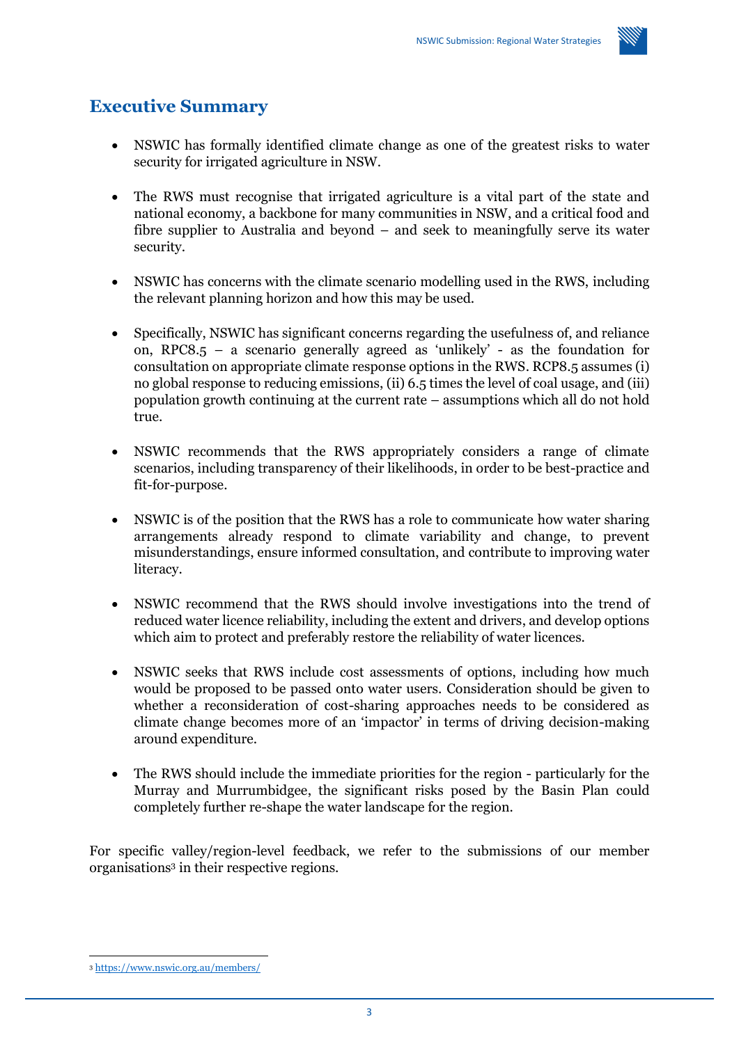## Executive Summary

- NSWIC has formally identified climate change as one of the greatest risks to water security for irrigated agriculture in NSW.

- The RWS must recognise that irrigated agriculture is a vital part of the state and national economy, a backbone for many communities in NSW, and a critical food and fibre supplier to Australia and beyond – and seek to meaningfully serve its water security.

- NSWIC has concerns with the climate scenario modelling used in the RWS, including the relevant planning horizon and how this may be used.

- Specifically, NSWIC has significant concerns regarding the usefulness of, and reliance on, RPC8.5 – a scenario generally agreed as 'unlikely' - as the foundation for consultation on appropriate climate response options in the RWS. RCP8.5 assumes (i) no global response to reducing emissions, (ii) 6.5 times the level of coal usage, and (iii) population growth continuing at the current rate – assumptions which all do not hold true.

- NSWIC recommends that the RWS appropriately considers a range of climate scenarios, including transparency of their likelihoods, in order to be best-practice and fit-for-purpose.

- NSWIC is of the position that the RWS has a role to communicate how water sharing arrangements already respond to climate variability and change, to prevent misunderstandings, ensure informed consultation, and contribute to improving water literacy.

- NSWIC recommend that the RWS should involve investigations into the trend of reduced water licence reliability, including the extent and drivers, and develop options which aim to protect and preferably restore the reliability of water licences.

- NSWIC seeks that RWS include cost assessments of options, including how much would be proposed to be passed onto water users. Consideration should be given to whether a reconsideration of cost-sharing approaches needs to be considered as climate change becomes more of an 'impactor' in terms of driving decision-making around expenditure.

- The RWS should include the immediate priorities for the region - particularly for the Murray and Murrumbidgee, the significant risks posed by the Basin Plan could completely further re-shape the water landscape for the region.

For specific valley/region-level feedback, we refer to the submissions of our member organisations[3] in their respective regions.

[3] https://www.nswic.org.au/members/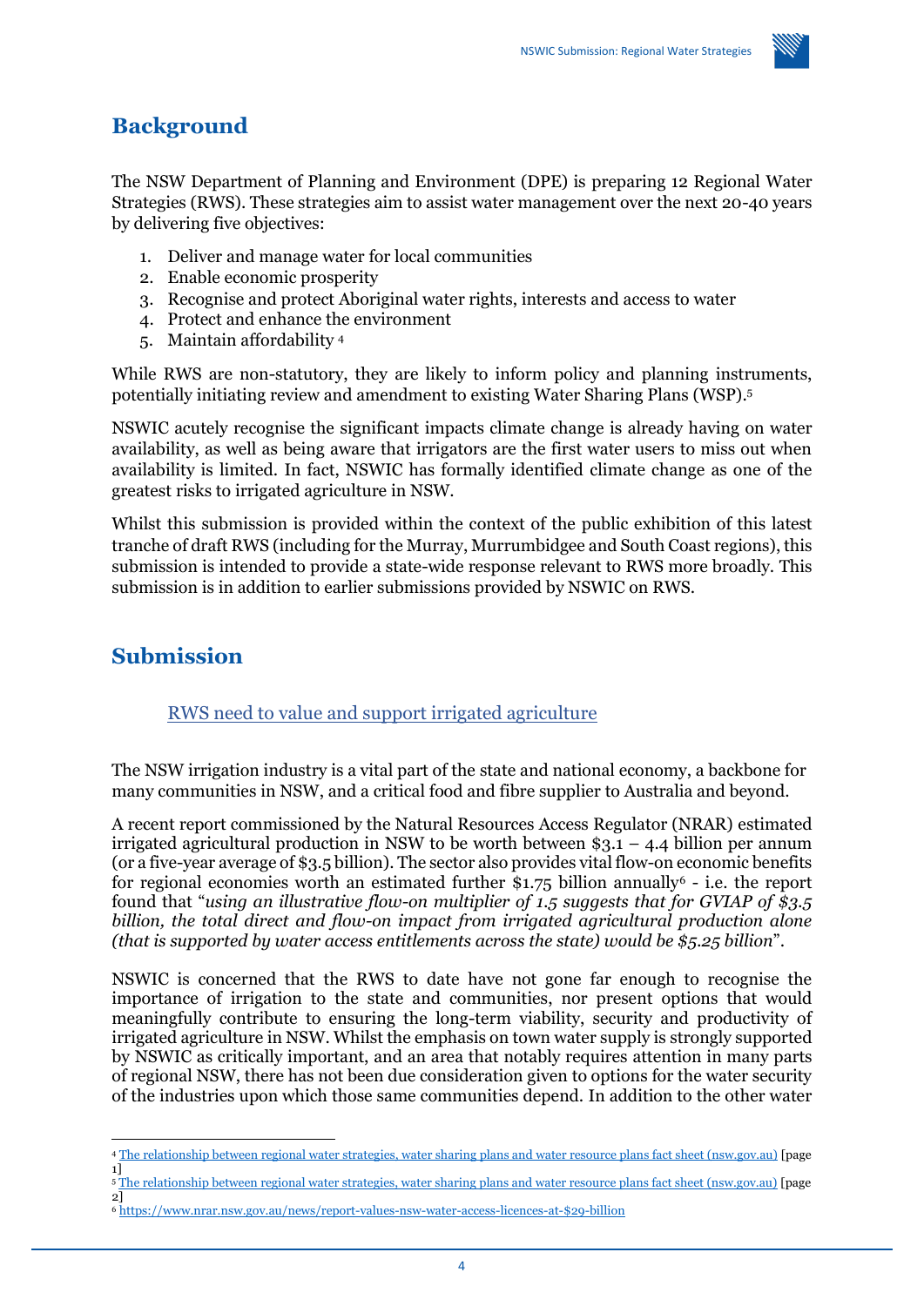## Background

The NSW Department of Planning and Environment (DPE) is preparing 12 Regional Water Strategies (RWS). These strategies aim to assist water management over the next 20-40 years by delivering five objectives:

1. Deliver and manage water for local communities
2. Enable economic prosperity
3. Recognise and protect Aboriginal water rights, interests and access to water
4. Protect and enhance the environment
5. Maintain affordability [4]

While RWS are non-statutory, they are likely to inform policy and planning instruments, potentially initiating review and amendment to existing Water Sharing Plans (WSP).[5]

NSWIC acutely recognise the significant impacts climate change is already having on water availability, as well as being aware that irrigators are the first water users to miss out when availability is limited. In fact, NSWIC has formally identified climate change as one of the greatest risks to irrigated agriculture in NSW.

Whilst this submission is provided within the context of the public exhibition of this latest tranche of draft RWS (including for the Murray, Murrumbidgee and South Coast regions), this submission is intended to provide a state-wide response relevant to RWS more broadly. This submission is in addition to earlier submissions provided by NSWIC on RWS.

## Submission

### RWS need to value and support irrigated agriculture

The NSW irrigation industry is a vital part of the state and national economy, a backbone for many communities in NSW, and a critical food and fibre supplier to Australia and beyond.

A recent report commissioned by the Natural Resources Access Regulator (NRAR) estimated irrigated agricultural production in NSW to be worth between $3.1 – 4.4 billion per annum (or a five-year average of $3.5 billion). The sector also provides vital flow-on economic benefits for regional economies worth an estimated further $1.75 billion annually[6] - i.e. the report found that "*using an illustrative flow-on multiplier of 1.5 suggests that for GVIAP of $3.5 billion, the total direct and flow-on impact from irrigated agricultural production alone (that is supported by water access entitlements across the state) would be $5.25 billion*".

NSWIC is concerned that the RWS to date have not gone far enough to recognise the importance of irrigation to the state and communities, nor present options that would meaningfully contribute to ensuring the long-term viability, security and productivity of irrigated agriculture in NSW. Whilst the emphasis on town water supply is strongly supported by NSWIC as critically important, and an area that notably requires attention in many parts of regional NSW, there has not been due consideration given to options for the water security of the industries upon which those same communities depend. In addition to the other water

---

[4] The relationship between regional water strategies, water sharing plans and water resource plans fact sheet (nsw.gov.au) [page 1]

[5] The relationship between regional water strategies, water sharing plans and water resource plans fact sheet (nsw.gov.au) [page 2]

[6] https://www.nrar.nsw.gov.au/news/report-values-nsw-water-access-licences-at-$29-billion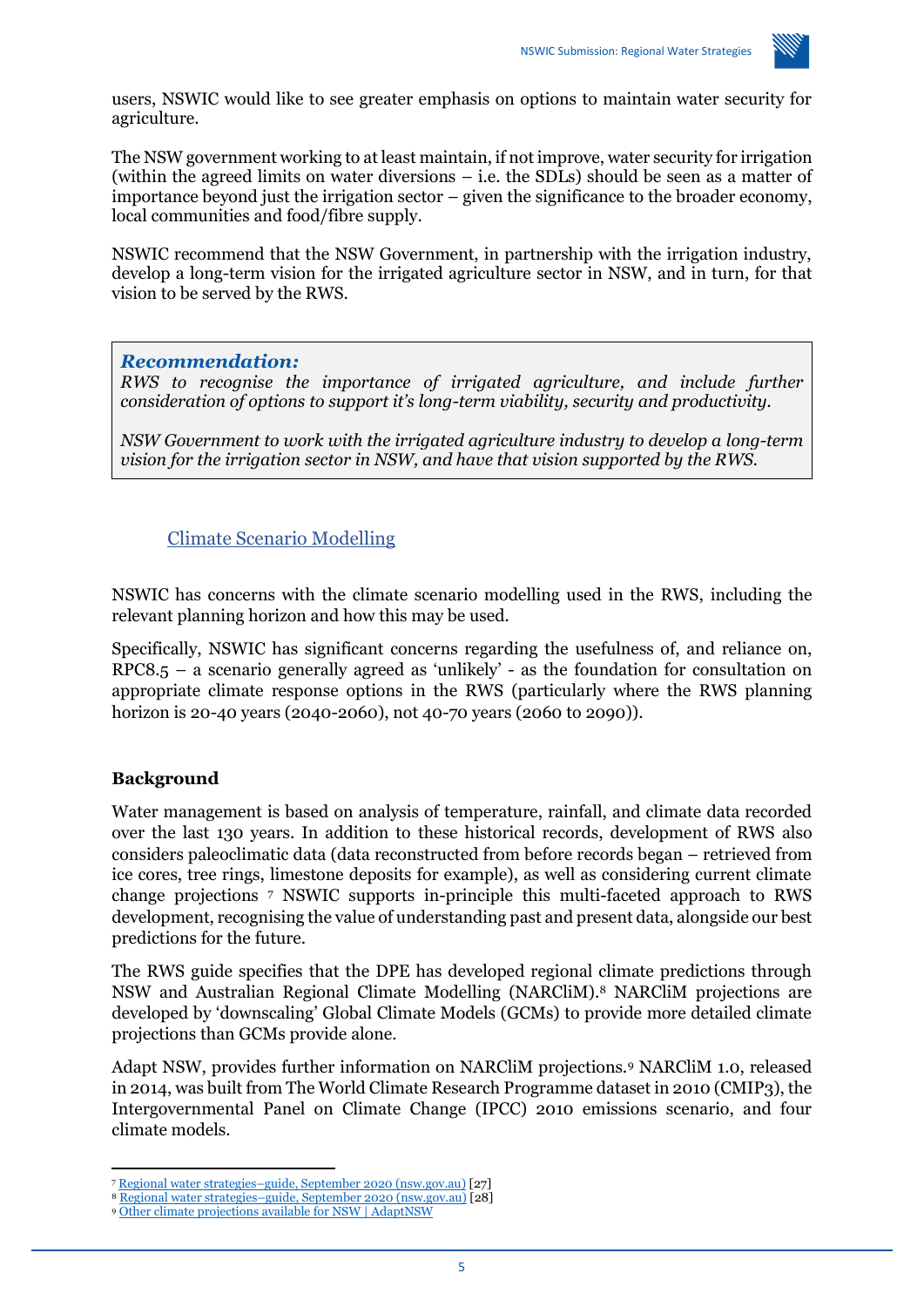users, NSWIC would like to see greater emphasis on options to maintain water security for agriculture.

The NSW government working to at least maintain, if not improve, water security for irrigation (within the agreed limits on water diversions – i.e. the SDLs) should be seen as a matter of importance beyond just the irrigation sector – given the significance to the broader economy, local communities and food/fibre supply.

NSWIC recommend that the NSW Government, in partnership with the irrigation industry, develop a long-term vision for the irrigated agriculture sector in NSW, and in turn, for that vision to be served by the RWS.

> ***Recommendation:***
> *RWS to recognise the importance of irrigated agriculture, and include further consideration of options to support it's long-term viability, security and productivity.*
>
> *NSW Government to work with the irrigated agriculture industry to develop a long-term vision for the irrigation sector in NSW, and have that vision supported by the RWS.*

## Climate Scenario Modelling

NSWIC has concerns with the climate scenario modelling used in the RWS, including the relevant planning horizon and how this may be used.

Specifically, NSWIC has significant concerns regarding the usefulness of, and reliance on, RPC8.5 – a scenario generally agreed as 'unlikely' - as the foundation for consultation on appropriate climate response options in the RWS (particularly where the RWS planning horizon is 20-40 years (2040-2060), not 40-70 years (2060 to 2090)).

### Background

Water management is based on analysis of temperature, rainfall, and climate data recorded over the last 130 years. In addition to these historical records, development of RWS also considers paleoclimatic data (data reconstructed from before records began – retrieved from ice cores, tree rings, limestone deposits for example), as well as considering current climate change projections [7] NSWIC supports in-principle this multi-faceted approach to RWS development, recognising the value of understanding past and present data, alongside our best predictions for the future.

The RWS guide specifies that the DPE has developed regional climate predictions through NSW and Australian Regional Climate Modelling (NARCliM).[8] NARCliM projections are developed by 'downscaling' Global Climate Models (GCMs) to provide more detailed climate projections than GCMs provide alone.

Adapt NSW, provides further information on NARCliM projections.[9] NARCliM 1.0, released in 2014, was built from The World Climate Research Programme dataset in 2010 (CMIP3), the Intergovernmental Panel on Climate Change (IPCC) 2010 emissions scenario, and four climate models.

---

[7] Regional water strategies–guide, September 2020 (nsw.gov.au) [27]
[8] Regional water strategies–guide, September 2020 (nsw.gov.au) [28]
[9] Other climate projections available for NSW | AdaptNSW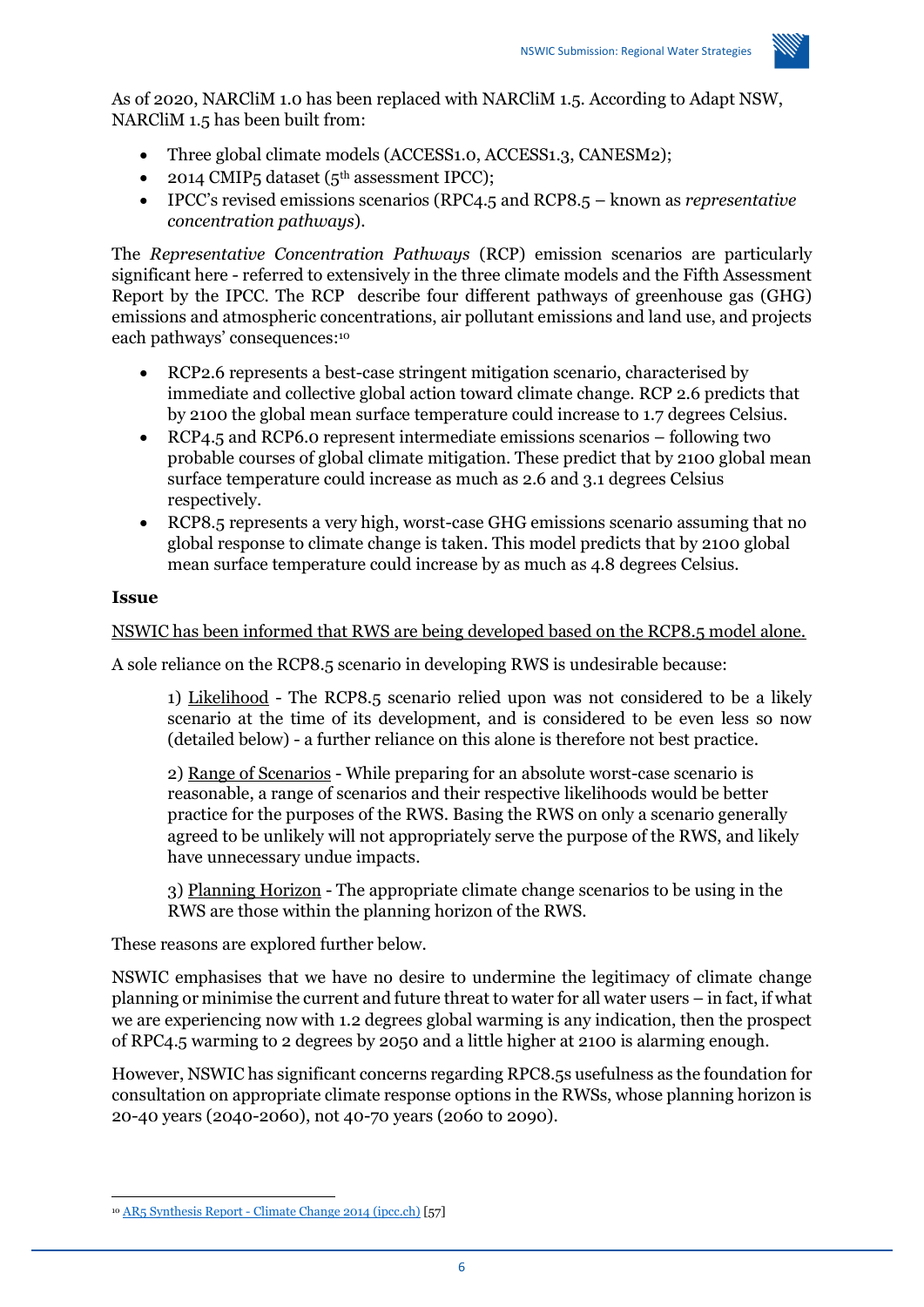As of 2020, NARCliM 1.0 has been replaced with NARCliM 1.5. According to Adapt NSW, NARCliM 1.5 has been built from:

- Three global climate models (ACCESS1.0, ACCESS1.3, CANESM2);
- 2014 CMIP5 dataset (5th assessment IPCC);
- IPCC's revised emissions scenarios (RPC4.5 and RCP8.5 – known as *representative concentration pathways*).

The *Representative Concentration Pathways* (RCP) emission scenarios are particularly significant here - referred to extensively in the three climate models and the Fifth Assessment Report by the IPCC. The RCP describe four different pathways of greenhouse gas (GHG) emissions and atmospheric concentrations, air pollutant emissions and land use, and projects each pathways' consequences:[10]

- RCP2.6 represents a best-case stringent mitigation scenario, characterised by immediate and collective global action toward climate change. RCP 2.6 predicts that by 2100 the global mean surface temperature could increase to 1.7 degrees Celsius.
- RCP4.5 and RCP6.0 represent intermediate emissions scenarios – following two probable courses of global climate mitigation. These predict that by 2100 global mean surface temperature could increase as much as 2.6 and 3.1 degrees Celsius respectively.
- RCP8.5 represents a very high, worst-case GHG emissions scenario assuming that no global response to climate change is taken. This model predicts that by 2100 global mean surface temperature could increase by as much as 4.8 degrees Celsius.

**Issue**

NSWIC has been informed that RWS are being developed based on the RCP8.5 model alone.

A sole reliance on the RCP8.5 scenario in developing RWS is undesirable because:

1) Likelihood - The RCP8.5 scenario relied upon was not considered to be a likely scenario at the time of its development, and is considered to be even less so now (detailed below) - a further reliance on this alone is therefore not best practice.

2) Range of Scenarios - While preparing for an absolute worst-case scenario is reasonable, a range of scenarios and their respective likelihoods would be better practice for the purposes of the RWS. Basing the RWS on only a scenario generally agreed to be unlikely will not appropriately serve the purpose of the RWS, and likely have unnecessary undue impacts.

3) Planning Horizon - The appropriate climate change scenarios to be using in the RWS are those within the planning horizon of the RWS.

These reasons are explored further below.

NSWIC emphasises that we have no desire to undermine the legitimacy of climate change planning or minimise the current and future threat to water for all water users – in fact, if what we are experiencing now with 1.2 degrees global warming is any indication, then the prospect of RPC4.5 warming to 2 degrees by 2050 and a little higher at 2100 is alarming enough.

However, NSWIC has significant concerns regarding RPC8.5s usefulness as the foundation for consultation on appropriate climate response options in the RWSs, whose planning horizon is 20-40 years (2040-2060), not 40-70 years (2060 to 2090).

[10] AR5 Synthesis Report - Climate Change 2014 (ipcc.ch) [57]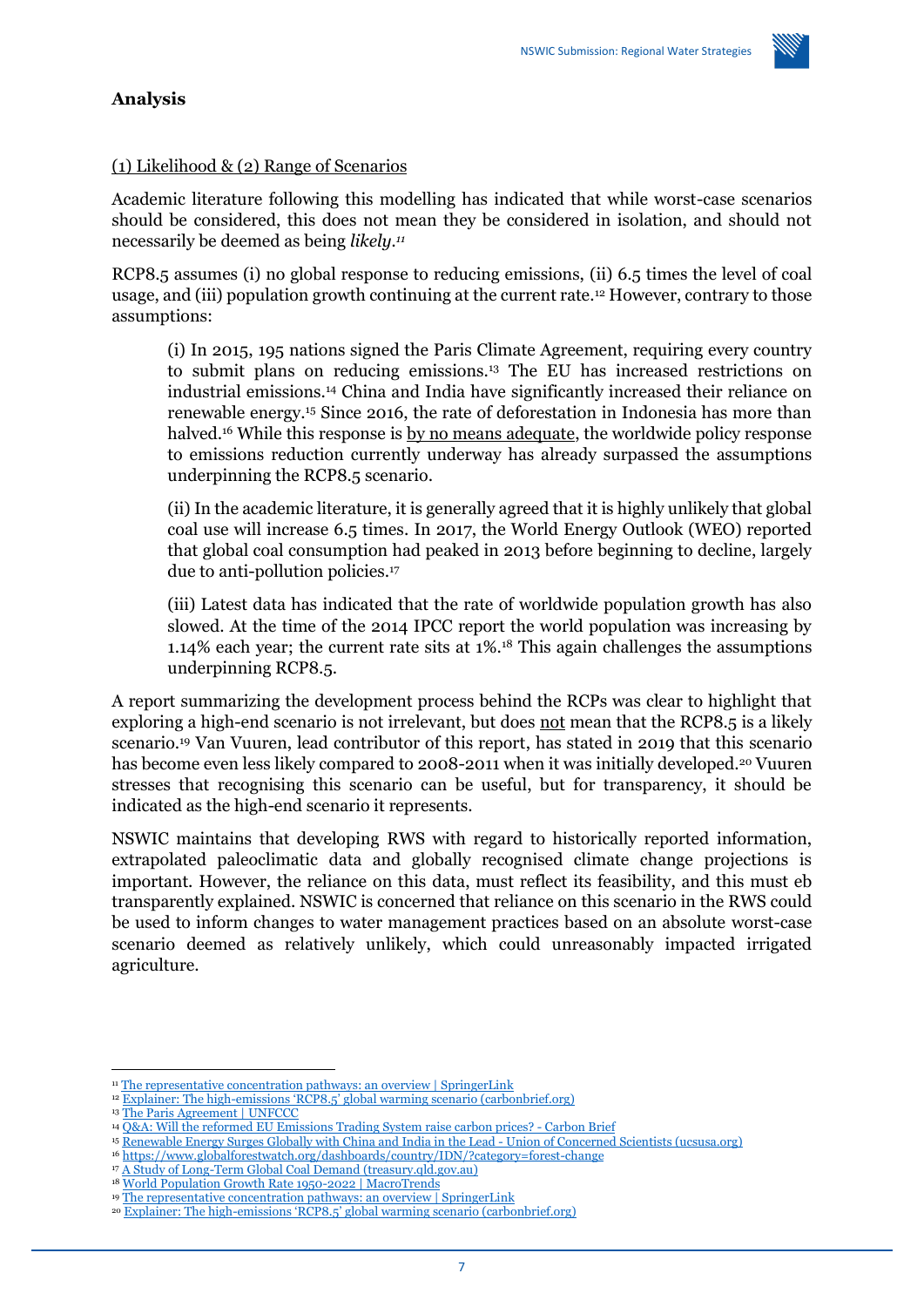## Analysis

(1) Likelihood & (2) Range of Scenarios

Academic literature following this modelling has indicated that while worst-case scenarios should be considered, this does not mean they be considered in isolation, and should not necessarily be deemed as being *likely*.[11]

RCP8.5 assumes (i) no global response to reducing emissions, (ii) 6.5 times the level of coal usage, and (iii) population growth continuing at the current rate.[12] However, contrary to those assumptions:

> (i) In 2015, 195 nations signed the Paris Climate Agreement, requiring every country to submit plans on reducing emissions.[13] The EU has increased restrictions on industrial emissions.[14] China and India have significantly increased their reliance on renewable energy.[15] Since 2016, the rate of deforestation in Indonesia has more than halved.[16] While this response is by no means adequate, the worldwide policy response to emissions reduction currently underway has already surpassed the assumptions underpinning the RCP8.5 scenario.
>
> (ii) In the academic literature, it is generally agreed that it is highly unlikely that global coal use will increase 6.5 times. In 2017, the World Energy Outlook (WEO) reported that global coal consumption had peaked in 2013 before beginning to decline, largely due to anti-pollution policies.[17]
>
> (iii) Latest data has indicated that the rate of worldwide population growth has also slowed. At the time of the 2014 IPCC report the world population was increasing by 1.14% each year; the current rate sits at 1%.[18] This again challenges the assumptions underpinning RCP8.5.

A report summarizing the development process behind the RCPs was clear to highlight that exploring a high-end scenario is not irrelevant, but does not mean that the RCP8.5 is a likely scenario.[19] Van Vuuren, lead contributor of this report, has stated in 2019 that this scenario has become even less likely compared to 2008-2011 when it was initially developed.[20] Vuuren stresses that recognising this scenario can be useful, but for transparency, it should be indicated as the high-end scenario it represents.

NSWIC maintains that developing RWS with regard to historically reported information, extrapolated paleoclimatic data and globally recognised climate change projections is important. However, the reliance on this data, must reflect its feasibility, and this must eb transparently explained. NSWIC is concerned that reliance on this scenario in the RWS could be used to inform changes to water management practices based on an absolute worst-case scenario deemed as relatively unlikely, which could unreasonably impacted irrigated agriculture.

---

[11] The representative concentration pathways: an overview | SpringerLink
[12] Explainer: The high-emissions 'RCP8.5' global warming scenario (carbonbrief.org)
[13] The Paris Agreement | UNFCCC
[14] Q&A: Will the reformed EU Emissions Trading System raise carbon prices? - Carbon Brief
[15] Renewable Energy Surges Globally with China and India in the Lead - Union of Concerned Scientists (ucsusa.org)
[16] https://www.globalforestwatch.org/dashboards/country/IDN/?category=forest-change
[17] A Study of Long-Term Global Coal Demand (treasury.qld.gov.au)
[18] World Population Growth Rate 1950-2022 | MacroTrends
[19] The representative concentration pathways: an overview | SpringerLink
[20] Explainer: The high-emissions 'RCP8.5' global warming scenario (carbonbrief.org)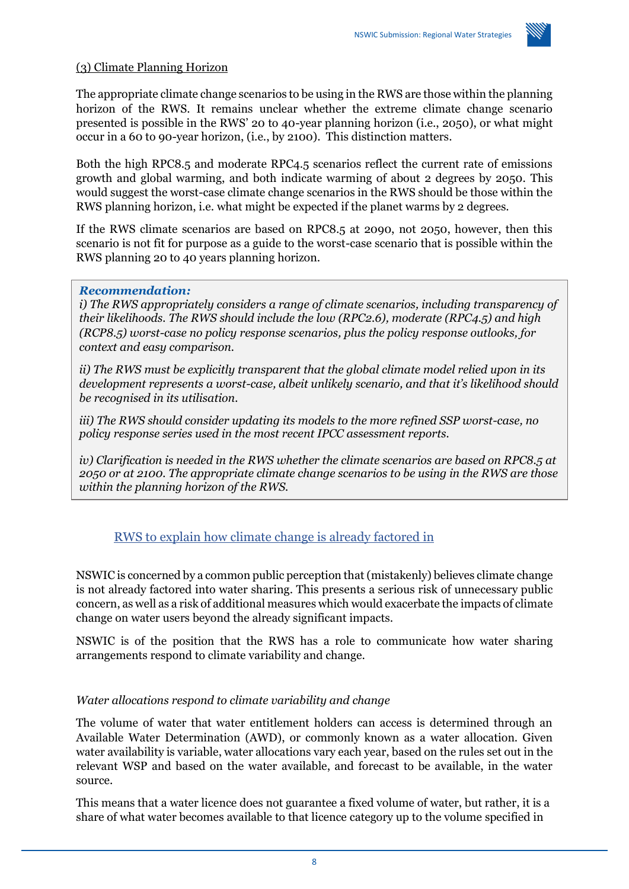(3) Climate Planning Horizon

The appropriate climate change scenarios to be using in the RWS are those within the planning horizon of the RWS. It remains unclear whether the extreme climate change scenario presented is possible in the RWS' 20 to 40-year planning horizon (i.e., 2050), or what might occur in a 60 to 90-year horizon, (i.e., by 2100). This distinction matters.

Both the high RPC8.5 and moderate RPC4.5 scenarios reflect the current rate of emissions growth and global warming, and both indicate warming of about 2 degrees by 2050. This would suggest the worst-case climate change scenarios in the RWS should be those within the RWS planning horizon, i.e. what might be expected if the planet warms by 2 degrees.

If the RWS climate scenarios are based on RPC8.5 at 2090, not 2050, however, then this scenario is not fit for purpose as a guide to the worst-case scenario that is possible within the RWS planning 20 to 40 years planning horizon.

> ***Recommendation:***
>
> *i) The RWS appropriately considers a range of climate scenarios, including transparency of their likelihoods. The RWS should include the low (RPC2.6), moderate (RPC4.5) and high (RCP8.5) worst-case no policy response scenarios, plus the policy response outlooks, for context and easy comparison.*
>
> *ii) The RWS must be explicitly transparent that the global climate model relied upon in its development represents a worst-case, albeit unlikely scenario, and that it's likelihood should be recognised in its utilisation.*
>
> *iii) The RWS should consider updating its models to the more refined SSP worst-case, no policy response series used in the most recent IPCC assessment reports.*
>
> *iv) Clarification is needed in the RWS whether the climate scenarios are based on RPC8.5 at 2050 or at 2100. The appropriate climate change scenarios to be using in the RWS are those within the planning horizon of the RWS.*

## RWS to explain how climate change is already factored in

NSWIC is concerned by a common public perception that (mistakenly) believes climate change is not already factored into water sharing. This presents a serious risk of unnecessary public concern, as well as a risk of additional measures which would exacerbate the impacts of climate change on water users beyond the already significant impacts.

NSWIC is of the position that the RWS has a role to communicate how water sharing arrangements respond to climate variability and change.

*Water allocations respond to climate variability and change*

The volume of water that water entitlement holders can access is determined through an Available Water Determination (AWD), or commonly known as a water allocation. Given water availability is variable, water allocations vary each year, based on the rules set out in the relevant WSP and based on the water available, and forecast to be available, in the water source.

This means that a water licence does not guarantee a fixed volume of water, but rather, it is a share of what water becomes available to that licence category up to the volume specified in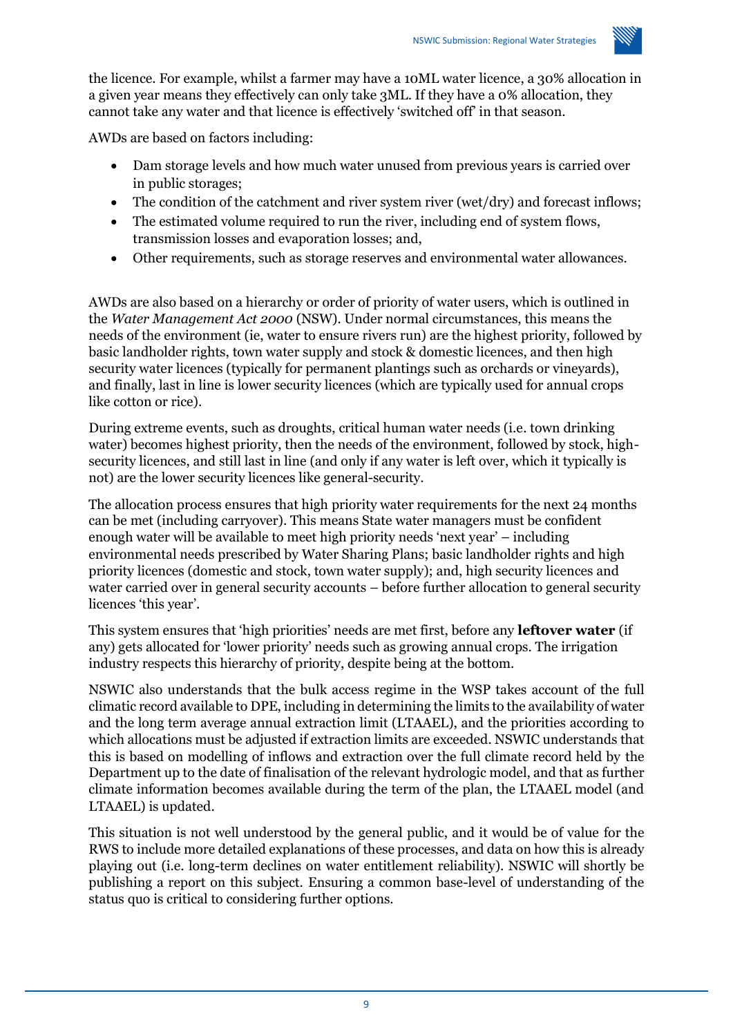the licence. For example, whilst a farmer may have a 10ML water licence, a 30% allocation in a given year means they effectively can only take 3ML. If they have a 0% allocation, they cannot take any water and that licence is effectively 'switched off' in that season.

AWDs are based on factors including:

- Dam storage levels and how much water unused from previous years is carried over in public storages;
- The condition of the catchment and river system river (wet/dry) and forecast inflows;
- The estimated volume required to run the river, including end of system flows, transmission losses and evaporation losses; and,
- Other requirements, such as storage reserves and environmental water allowances.

AWDs are also based on a hierarchy or order of priority of water users, which is outlined in the *Water Management Act 2000* (NSW). Under normal circumstances, this means the needs of the environment (ie, water to ensure rivers run) are the highest priority, followed by basic landholder rights, town water supply and stock & domestic licences, and then high security water licences (typically for permanent plantings such as orchards or vineyards), and finally, last in line is lower security licences (which are typically used for annual crops like cotton or rice).

During extreme events, such as droughts, critical human water needs (i.e. town drinking water) becomes highest priority, then the needs of the environment, followed by stock, high-security licences, and still last in line (and only if any water is left over, which it typically is not) are the lower security licences like general-security.

The allocation process ensures that high priority water requirements for the next 24 months can be met (including carryover). This means State water managers must be confident enough water will be available to meet high priority needs 'next year' – including environmental needs prescribed by Water Sharing Plans; basic landholder rights and high priority licences (domestic and stock, town water supply); and, high security licences and water carried over in general security accounts – before further allocation to general security licences 'this year'.

This system ensures that 'high priorities' needs are met first, before any **leftover water** (if any) gets allocated for 'lower priority' needs such as growing annual crops. The irrigation industry respects this hierarchy of priority, despite being at the bottom.

NSWIC also understands that the bulk access regime in the WSP takes account of the full climatic record available to DPE, including in determining the limits to the availability of water and the long term average annual extraction limit (LTAAEL), and the priorities according to which allocations must be adjusted if extraction limits are exceeded. NSWIC understands that this is based on modelling of inflows and extraction over the full climate record held by the Department up to the date of finalisation of the relevant hydrologic model, and that as further climate information becomes available during the term of the plan, the LTAAEL model (and LTAAEL) is updated.

This situation is not well understood by the general public, and it would be of value for the RWS to include more detailed explanations of these processes, and data on how this is already playing out (i.e. long-term declines on water entitlement reliability). NSWIC will shortly be publishing a report on this subject. Ensuring a common base-level of understanding of the status quo is critical to considering further options.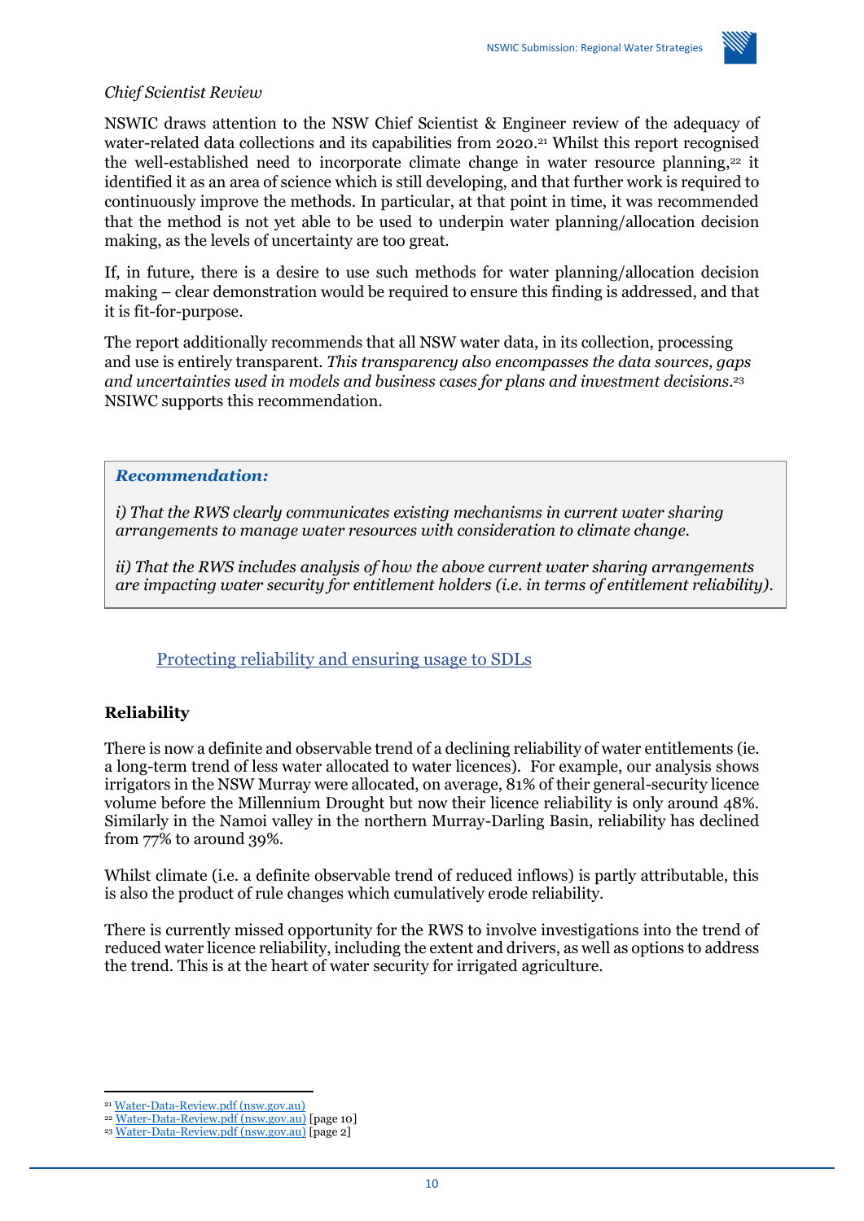*Chief Scientist Review*

NSWIC draws attention to the NSW Chief Scientist & Engineer review of the adequacy of water-related data collections and its capabilities from 2020.[21] Whilst this report recognised the well-established need to incorporate climate change in water resource planning,[22] it identified it as an area of science which is still developing, and that further work is required to continuously improve the methods. In particular, at that point in time, it was recommended that the method is not yet able to be used to underpin water planning/allocation decision making, as the levels of uncertainty are too great.

If, in future, there is a desire to use such methods for water planning/allocation decision making – clear demonstration would be required to ensure this finding is addressed, and that it is fit-for-purpose.

The report additionally recommends that all NSW water data, in its collection, processing and use is entirely transparent. *This transparency also encompasses the data sources, gaps and uncertainties used in models and business cases for plans and investment decisions*.[23] NSIWC supports this recommendation.

> ***Recommendation:***
>
> *i) That the RWS clearly communicates existing mechanisms in current water sharing arrangements to manage water resources with consideration to climate change.*
>
> *ii) That the RWS includes analysis of how the above current water sharing arrangements are impacting water security for entitlement holders (i.e. in terms of entitlement reliability).*

## Protecting reliability and ensuring usage to SDLs

### Reliability

There is now a definite and observable trend of a declining reliability of water entitlements (ie. a long-term trend of less water allocated to water licences). For example, our analysis shows irrigators in the NSW Murray were allocated, on average, 81% of their general-security licence volume before the Millennium Drought but now their licence reliability is only around 48%. Similarly in the Namoi valley in the northern Murray-Darling Basin, reliability has declined from 77% to around 39%.

Whilst climate (i.e. a definite observable trend of reduced inflows) is partly attributable, this is also the product of rule changes which cumulatively erode reliability.

There is currently missed opportunity for the RWS to involve investigations into the trend of reduced water licence reliability, including the extent and drivers, as well as options to address the trend. This is at the heart of water security for irrigated agriculture.

---

[21] Water-Data-Review.pdf (nsw.gov.au)
[22] Water-Data-Review.pdf (nsw.gov.au) [page 10]
[23] Water-Data-Review.pdf (nsw.gov.au) [page 2]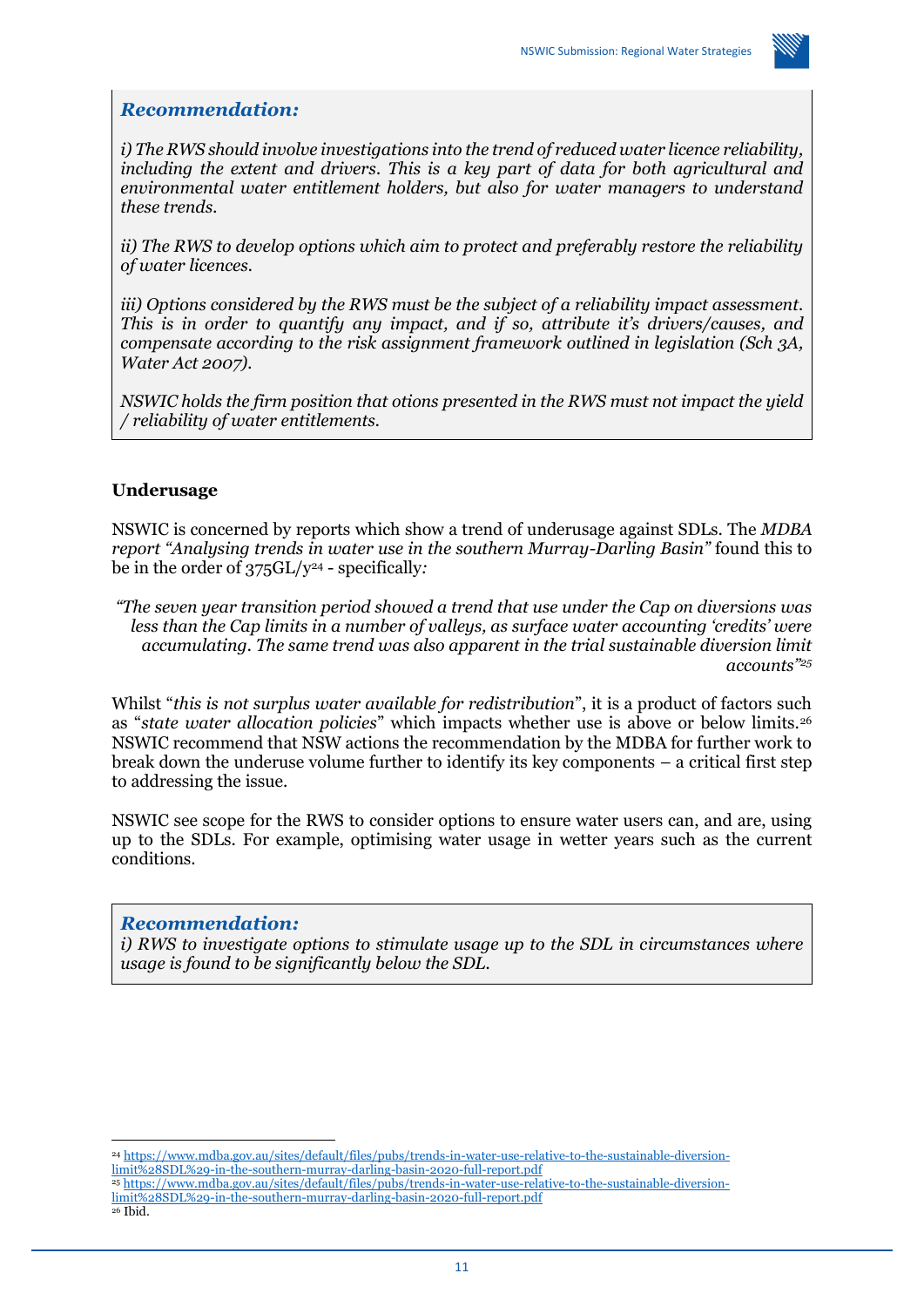### *Recommendation:*

*i) The RWS should involve investigations into the trend of reduced water licence reliability, including the extent and drivers. This is a key part of data for both agricultural and environmental water entitlement holders, but also for water managers to understand these trends.*

*ii) The RWS to develop options which aim to protect and preferably restore the reliability of water licences.*

*iii) Options considered by the RWS must be the subject of a reliability impact assessment. This is in order to quantify any impact, and if so, attribute it's drivers/causes, and compensate according to the risk assignment framework outlined in legislation (Sch 3A, Water Act 2007).*

*NSWIC holds the firm position that otions presented in the RWS must not impact the yield / reliability of water entitlements.*

**Underusage**

NSWIC is concerned by reports which show a trend of underusage against SDLs. The *MDBA report "Analysing trends in water use in the southern Murray-Darling Basin"* found this to be in the order of 375GL/y[24] - specifically*:*

> *"The seven year transition period showed a trend that use under the Cap on diversions was less than the Cap limits in a number of valleys, as surface water accounting 'credits' were accumulating. The same trend was also apparent in the trial sustainable diversion limit accounts"*[25]

Whilst "*this is not surplus water available for redistribution*", it is a product of factors such as "*state water allocation policies*" which impacts whether use is above or below limits.[26] NSWIC recommend that NSW actions the recommendation by the MDBA for further work to break down the underuse volume further to identify its key components – a critical first step to addressing the issue.

NSWIC see scope for the RWS to consider options to ensure water users can, and are, using up to the SDLs. For example, optimising water usage in wetter years such as the current conditions.

### *Recommendation:*

*i) RWS to investigate options to stimulate usage up to the SDL in circumstances where usage is found to be significantly below the SDL.*

---

[24] https://www.mdba.gov.au/sites/default/files/pubs/trends-in-water-use-relative-to-the-sustainable-diversion-limit%28SDL%29-in-the-southern-murray-darling-basin-2020-full-report.pdf

[25] https://www.mdba.gov.au/sites/default/files/pubs/trends-in-water-use-relative-to-the-sustainable-diversion-limit%28SDL%29-in-the-southern-murray-darling-basin-2020-full-report.pdf

[26] Ibid.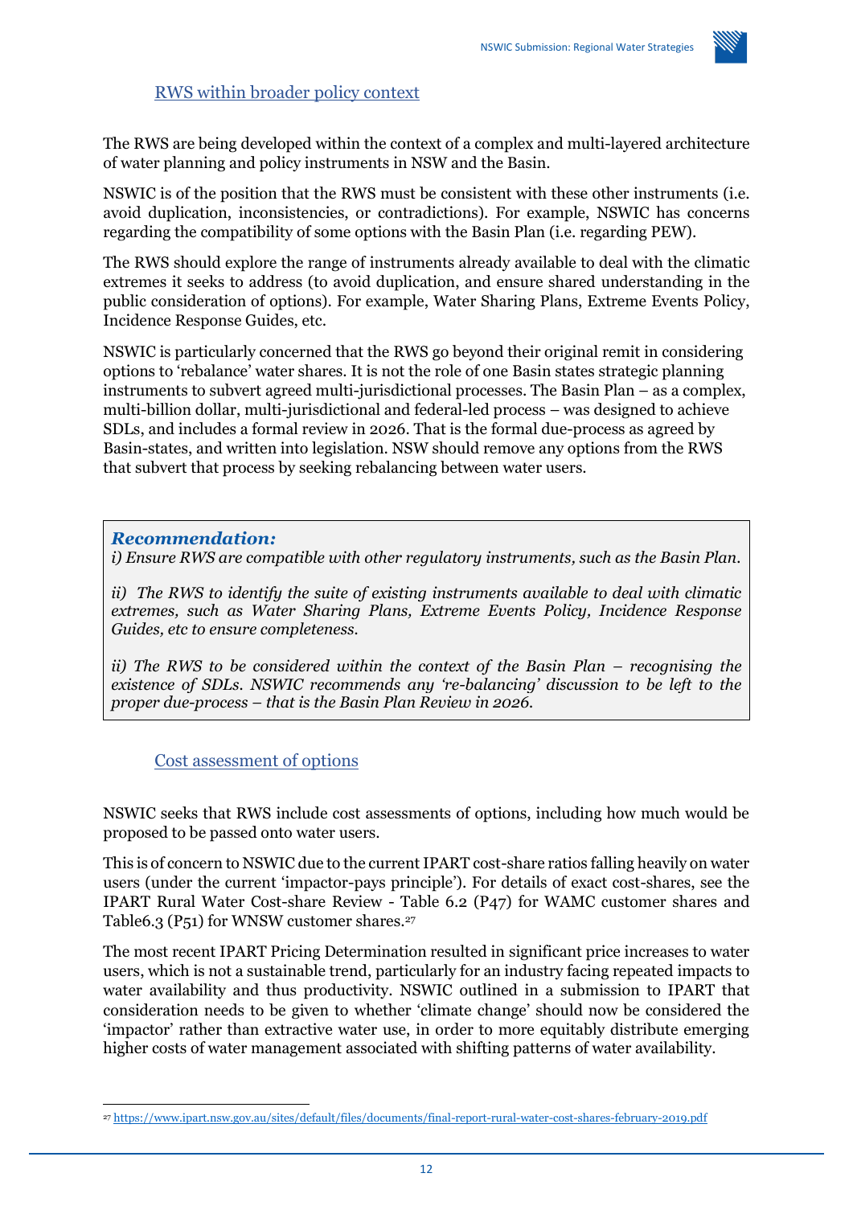## RWS within broader policy context

The RWS are being developed within the context of a complex and multi-layered architecture of water planning and policy instruments in NSW and the Basin.

NSWIC is of the position that the RWS must be consistent with these other instruments (i.e. avoid duplication, inconsistencies, or contradictions). For example, NSWIC has concerns regarding the compatibility of some options with the Basin Plan (i.e. regarding PEW).

The RWS should explore the range of instruments already available to deal with the climatic extremes it seeks to address (to avoid duplication, and ensure shared understanding in the public consideration of options). For example, Water Sharing Plans, Extreme Events Policy, Incidence Response Guides, etc.

NSWIC is particularly concerned that the RWS go beyond their original remit in considering options to 'rebalance' water shares. It is not the role of one Basin states strategic planning instruments to subvert agreed multi-jurisdictional processes. The Basin Plan – as a complex, multi-billion dollar, multi-jurisdictional and federal-led process – was designed to achieve SDLs, and includes a formal review in 2026. That is the formal due-process as agreed by Basin-states, and written into legislation. NSW should remove any options from the RWS that subvert that process by seeking rebalancing between water users.

> ***Recommendation:***
>
> *i) Ensure RWS are compatible with other regulatory instruments, such as the Basin Plan.*
>
> *ii) The RWS to identify the suite of existing instruments available to deal with climatic extremes, such as Water Sharing Plans, Extreme Events Policy, Incidence Response Guides, etc to ensure completeness.*
>
> *ii) The RWS to be considered within the context of the Basin Plan – recognising the existence of SDLs. NSWIC recommends any 're-balancing' discussion to be left to the proper due-process – that is the Basin Plan Review in 2026.*

## Cost assessment of options

NSWIC seeks that RWS include cost assessments of options, including how much would be proposed to be passed onto water users.

This is of concern to NSWIC due to the current IPART cost-share ratios falling heavily on water users (under the current 'impactor-pays principle'). For details of exact cost-shares, see the IPART Rural Water Cost-share Review - Table 6.2 (P47) for WAMC customer shares and Table6.3 (P51) for WNSW customer shares.[27]

The most recent IPART Pricing Determination resulted in significant price increases to water users, which is not a sustainable trend, particularly for an industry facing repeated impacts to water availability and thus productivity. NSWIC outlined in a submission to IPART that consideration needs to be given to whether 'climate change' should now be considered the 'impactor' rather than extractive water use, in order to more equitably distribute emerging higher costs of water management associated with shifting patterns of water availability.

[27] https://www.ipart.nsw.gov.au/sites/default/files/documents/final-report-rural-water-cost-shares-february-2019.pdf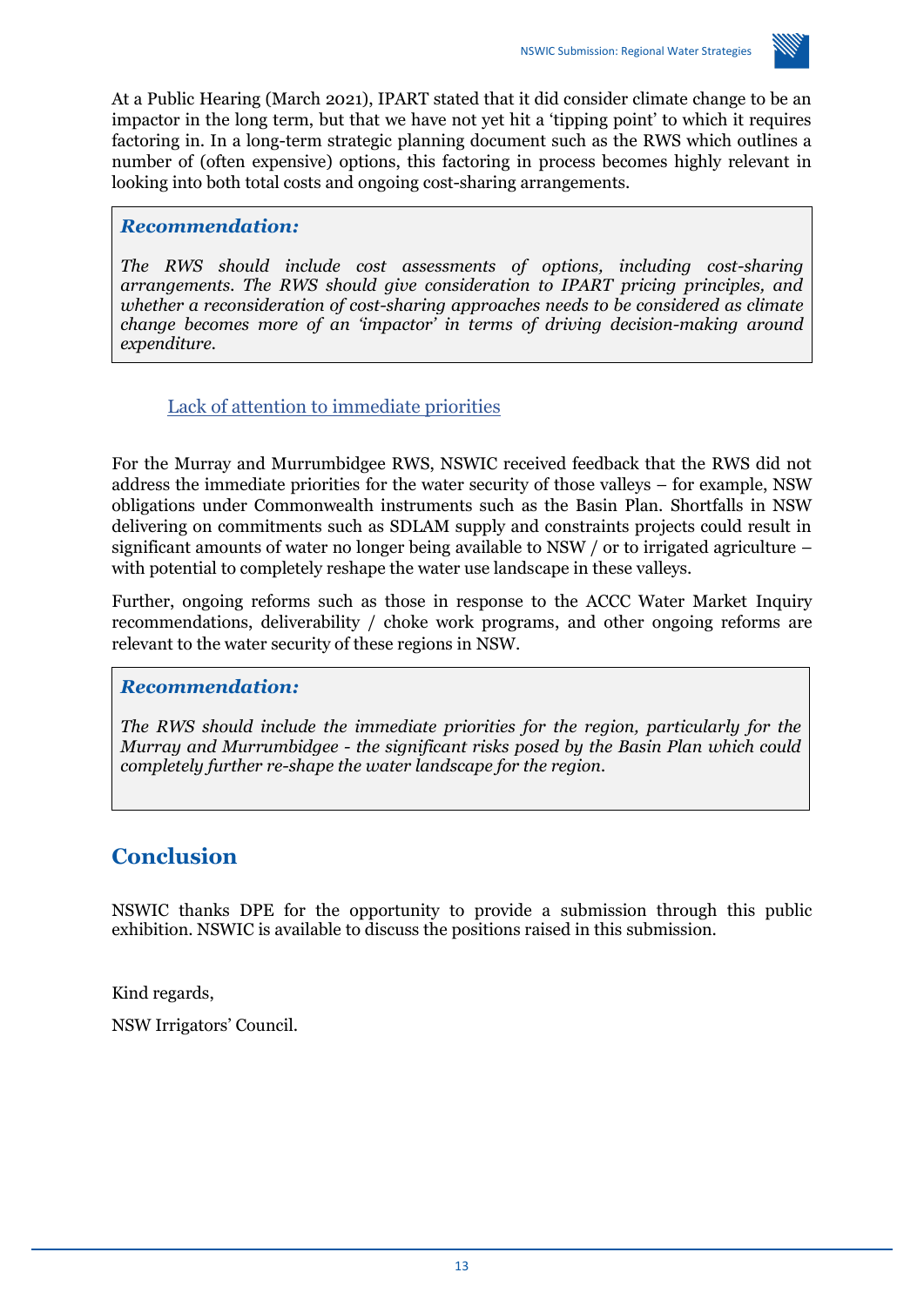At a Public Hearing (March 2021), IPART stated that it did consider climate change to be an impactor in the long term, but that we have not yet hit a 'tipping point' to which it requires factoring in. In a long-term strategic planning document such as the RWS which outlines a number of (often expensive) options, this factoring in process becomes highly relevant in looking into both total costs and ongoing cost-sharing arrangements.

> ***Recommendation:***
>
> *The RWS should include cost assessments of options, including cost-sharing arrangements. The RWS should give consideration to IPART pricing principles, and whether a reconsideration of cost-sharing approaches needs to be considered as climate change becomes more of an 'impactor' in terms of driving decision-making around expenditure.*

### Lack of attention to immediate priorities

For the Murray and Murrumbidgee RWS, NSWIC received feedback that the RWS did not address the immediate priorities for the water security of those valleys – for example, NSW obligations under Commonwealth instruments such as the Basin Plan. Shortfalls in NSW delivering on commitments such as SDLAM supply and constraints projects could result in significant amounts of water no longer being available to NSW / or to irrigated agriculture – with potential to completely reshape the water use landscape in these valleys.

Further, ongoing reforms such as those in response to the ACCC Water Market Inquiry recommendations, deliverability / choke work programs, and other ongoing reforms are relevant to the water security of these regions in NSW.

> ***Recommendation:***
>
> *The RWS should include the immediate priorities for the region, particularly for the Murray and Murrumbidgee - the significant risks posed by the Basin Plan which could completely further re-shape the water landscape for the region.*

## Conclusion

NSWIC thanks DPE for the opportunity to provide a submission through this public exhibition. NSWIC is available to discuss the positions raised in this submission.

Kind regards,

NSW Irrigators' Council.